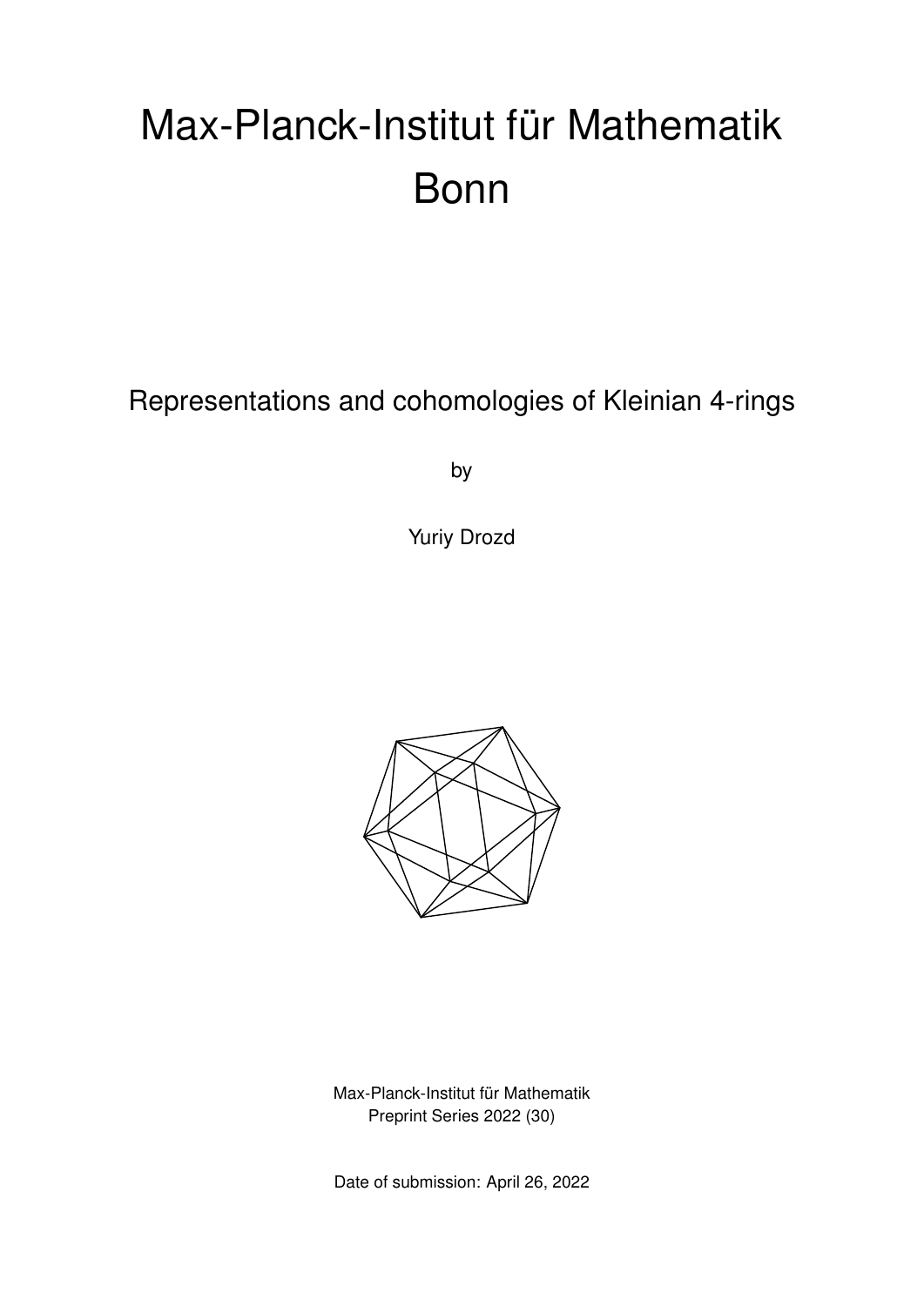# Max-Planck-Institut für Mathematik Bonn

## Representations and cohomologies of Kleinian 4-rings

by

Yuriy Drozd

Max-Planck-Institut für Mathematik
Preprint Series 2022 (30)

Date of submission: April 26, 2022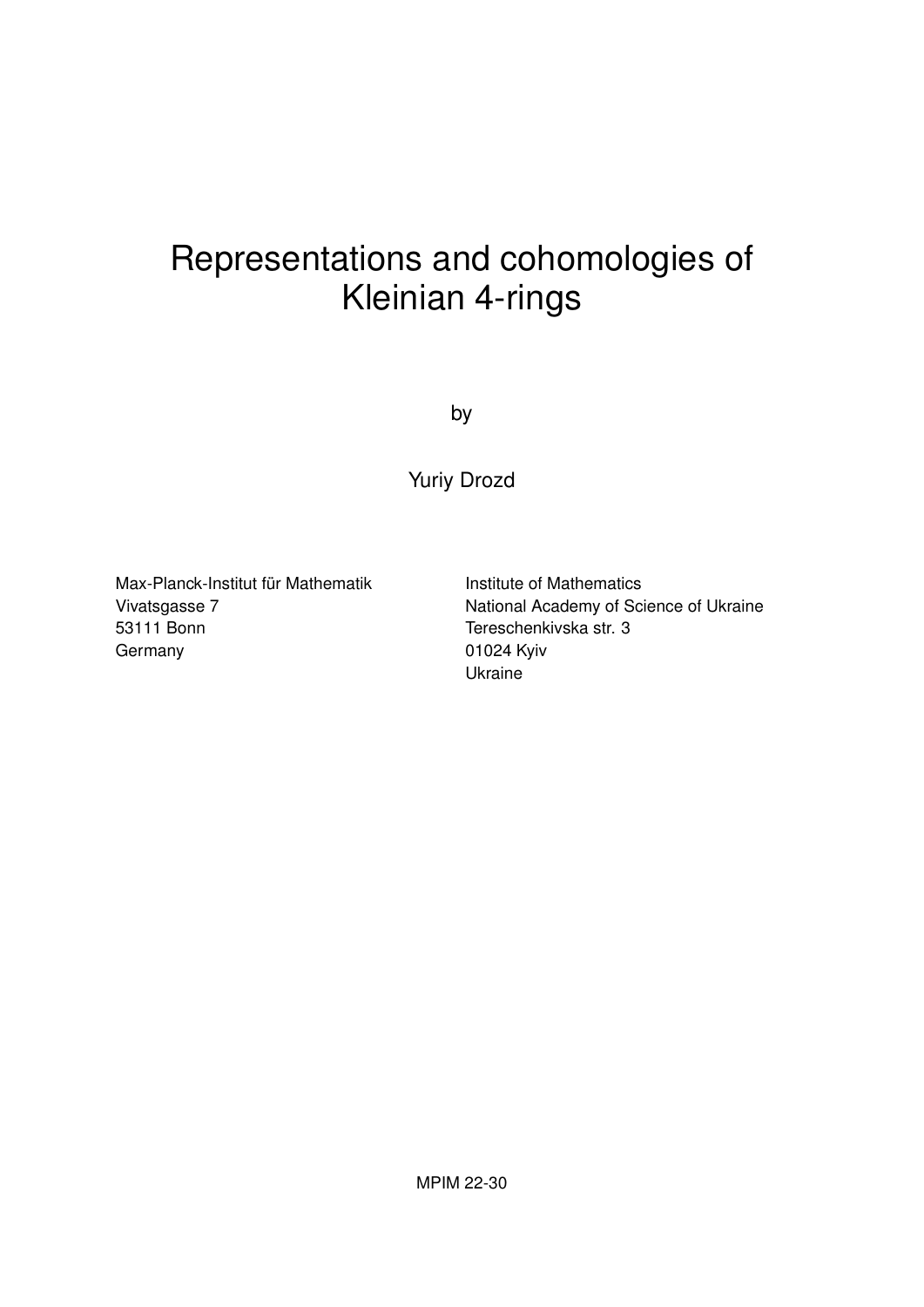# Representations and cohomologies of Kleinian 4-rings

by

Yuriy Drozd

Max-Planck-Institut für Mathematik  
Vivatsgasse 7  
53111 Bonn  
Germany

Institute of Mathematics  
National Academy of Science of Ukraine  
Tereschenkivska str. 3  
01024 Kyiv  
Ukraine

MPIM 22-30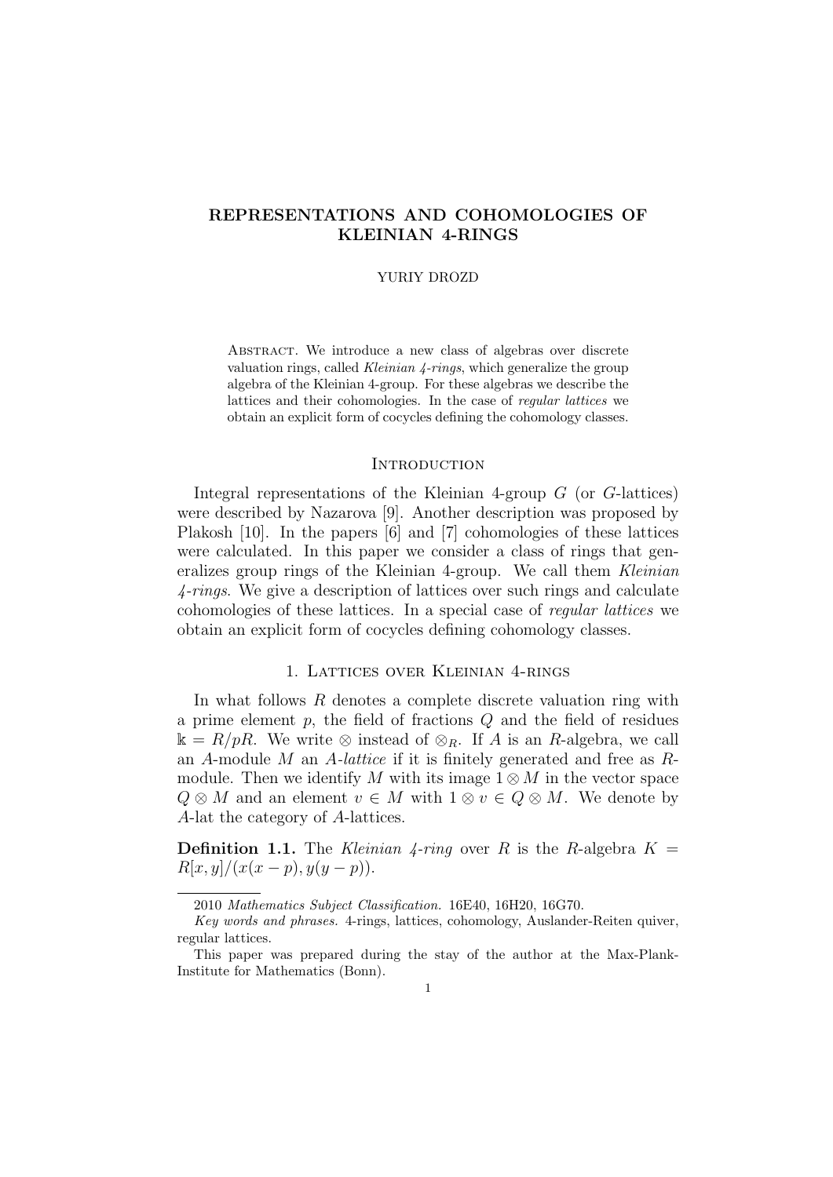# REPRESENTATIONS AND COHOMOLOGIES OF KLEINIAN 4-RINGS

YURIY DROZD

Abstract. We introduce a new class of algebras over discrete valuation rings, called *Kleinian 4-rings*, which generalize the group algebra of the Kleinian 4-group. For these algebras we describe the lattices and their cohomologies. In the case of *regular lattices* we obtain an explicit form of cocycles defining the cohomology classes.

## Introduction

Integral representations of the Kleinian 4-group $G$ (or $G$-lattices) were described by Nazarova [9]. Another description was proposed by Plakosh [10]. In the papers [6] and [7] cohomologies of these lattices were calculated. In this paper we consider a class of rings that generalizes group rings of the Kleinian 4-group. We call them *Kleinian 4-rings*. We give a description of lattices over such rings and calculate cohomologies of these lattices. In a special case of *regular lattices* we obtain an explicit form of cocycles defining cohomology classes.

## 1. Lattices over Kleinian 4-rings

In what follows $R$ denotes a complete discrete valuation ring with a prime element $p$, the field of fractions $Q$ and the field of residues $\mathbb{k} = R/pR$. We write $\otimes$ instead of $\otimes_R$. If $A$ is an $R$-algebra, we call an $A$-module $M$ an *$A$-lattice* if it is finitely generated and free as $R$-module. Then we identify $M$ with its image $1 \otimes M$ in the vector space $Q \otimes M$ and an element $v \in M$ with $1 \otimes v \in Q \otimes M$. We denote by $A$-lat the category of $A$-lattices.

**Definition 1.1.** The *Kleinian 4-ring* over $R$ is the $R$-algebra $K = R[x, y]/(x(x - p), y(y - p))$.

---

2010 *Mathematics Subject Classification.* 16E40, 16H20, 16G70.

*Key words and phrases.* 4-rings, lattices, cohomology, Auslander-Reiten quiver, regular lattices.

This paper was prepared during the stay of the author at the Max-Plank-Institute for Mathematics (Bonn).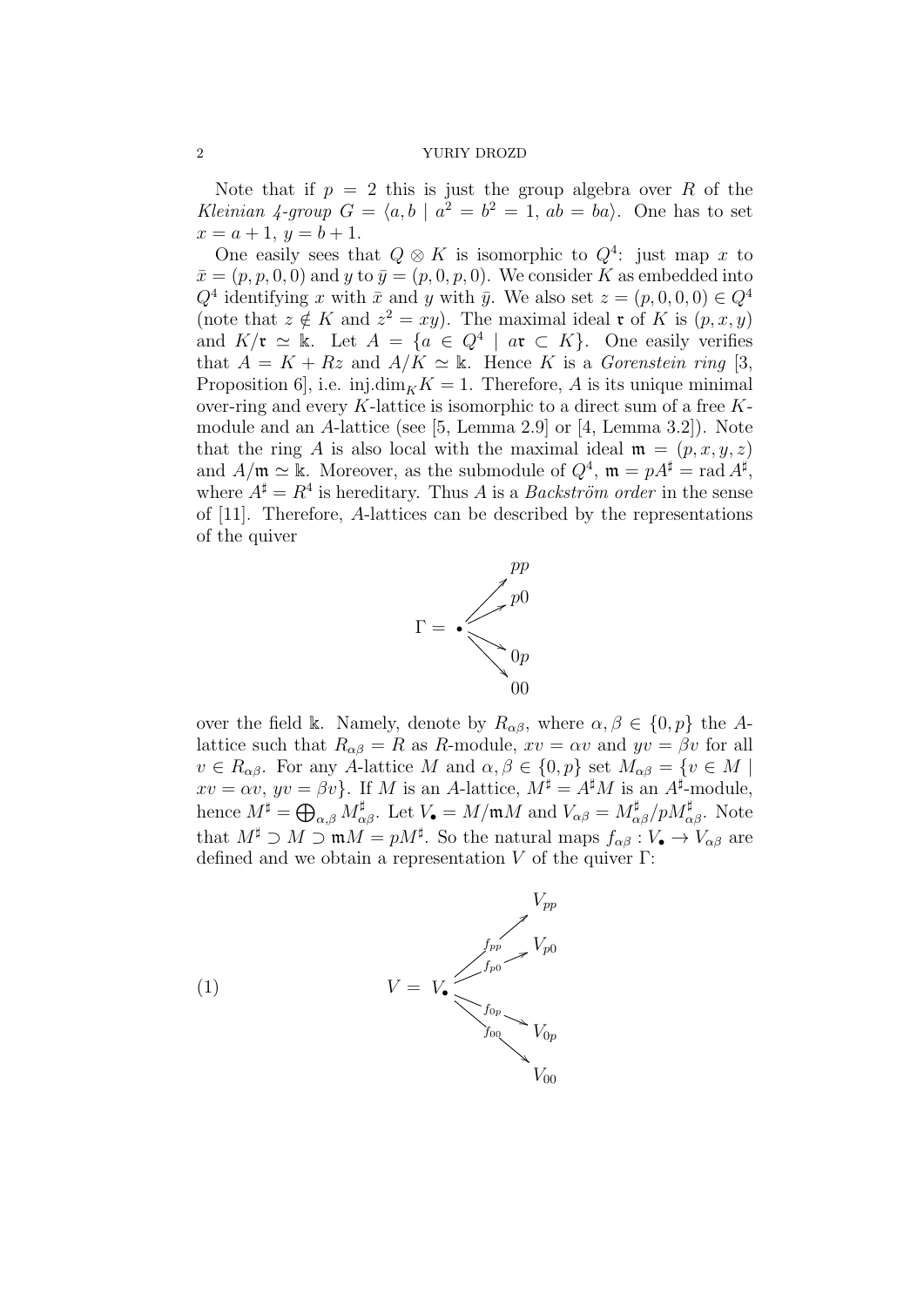Note that if $p = 2$ this is just the group algebra over $R$ of the *Kleinian 4-group* $G = \langle a, b \mid a^2 = b^2 = 1,\, ab = ba\rangle$. One has to set $x = a+1$, $y = b+1$.

One easily sees that $Q \otimes K$ is isomorphic to $Q^4$: just map $x$ to $\bar{x} = (p, p, 0, 0)$ and $y$ to $\bar{y} = (p, 0, p, 0)$. We consider $K$ as embedded into $Q^4$ identifying $x$ with $\bar{x}$ and $y$ with $\bar{y}$. We also set $z = (p, 0, 0, 0) \in Q^4$ (note that $z \notin K$ and $z^2 = xy$). The maximal ideal $\mathfrak{r}$ of $K$ is $(p, x, y)$ and $K/\mathfrak{r} \simeq \Bbbk$. Let $A = \{a \in Q^4 \mid a\mathfrak{r} \subset K\}$. One easily verifies that $A = K + Rz$ and $A/K \simeq \Bbbk$. Hence $K$ is a *Gorenstein ring* [3, Proposition 6], i.e. $\operatorname{inj.dim}_K K = 1$. Therefore, $A$ is its unique minimal over-ring and every $K$-lattice is isomorphic to a direct sum of a free $K$-module and an $A$-lattice (see [5, Lemma 2.9] or [4, Lemma 3.2]). Note that the ring $A$ is also local with the maximal ideal $\mathfrak{m} = (p, x, y, z)$ and $A/\mathfrak{m} \simeq \Bbbk$. Moreover, as the submodule of $Q^4$, $\mathfrak{m} = pA^\sharp = \operatorname{rad} A^\sharp$, where $A^\sharp = R^4$ is hereditary. Thus $A$ is a *Backström order* in the sense of [11]. Therefore, $A$-lattices can be described by the representations of the quiver

$$\Gamma = \bullet \to \{pp,\ p0,\ 0p,\ 00\}$$

(the vertex $\bullet$ with four arrows to the vertices $pp$, $p0$, $0p$, $00$)

over the field $\Bbbk$. Namely, denote by $R_{\alpha\beta}$, where $\alpha, \beta \in \{0, p\}$ the $A$-lattice such that $R_{\alpha\beta} = R$ as $R$-module, $xv = \alpha v$ and $yv = \beta v$ for all $v \in R_{\alpha\beta}$. For any $A$-lattice $M$ and $\alpha, \beta \in \{0, p\}$ set $M_{\alpha\beta} = \{v \in M \mid xv = \alpha v,\ yv = \beta v\}$. If $M$ is an $A$-lattice, $M^\sharp = A^\sharp M$ is an $A^\sharp$-module, hence $M^\sharp = \bigoplus_{\alpha,\beta} M^\sharp_{\alpha\beta}$. Let $V_\bullet = M/\mathfrak{m}M$ and $V_{\alpha\beta} = M^\sharp_{\alpha\beta}/pM^\sharp_{\alpha\beta}$. Note that $M^\sharp \supset M \supset \mathfrak{m}M = pM^\sharp$. So the natural maps $f_{\alpha\beta} : V_\bullet \to V_{\alpha\beta}$ are defined and we obtain a representation $V$ of the quiver $\Gamma$:

$$V = V_\bullet \xrightarrow{f_{pp}} V_{pp},\quad V_\bullet \xrightarrow{f_{p0}} V_{p0},\quad V_\bullet \xrightarrow{f_{0p}} V_{0p},\quad V_\bullet \xrightarrow{f_{00}} V_{00} \tag{1}$$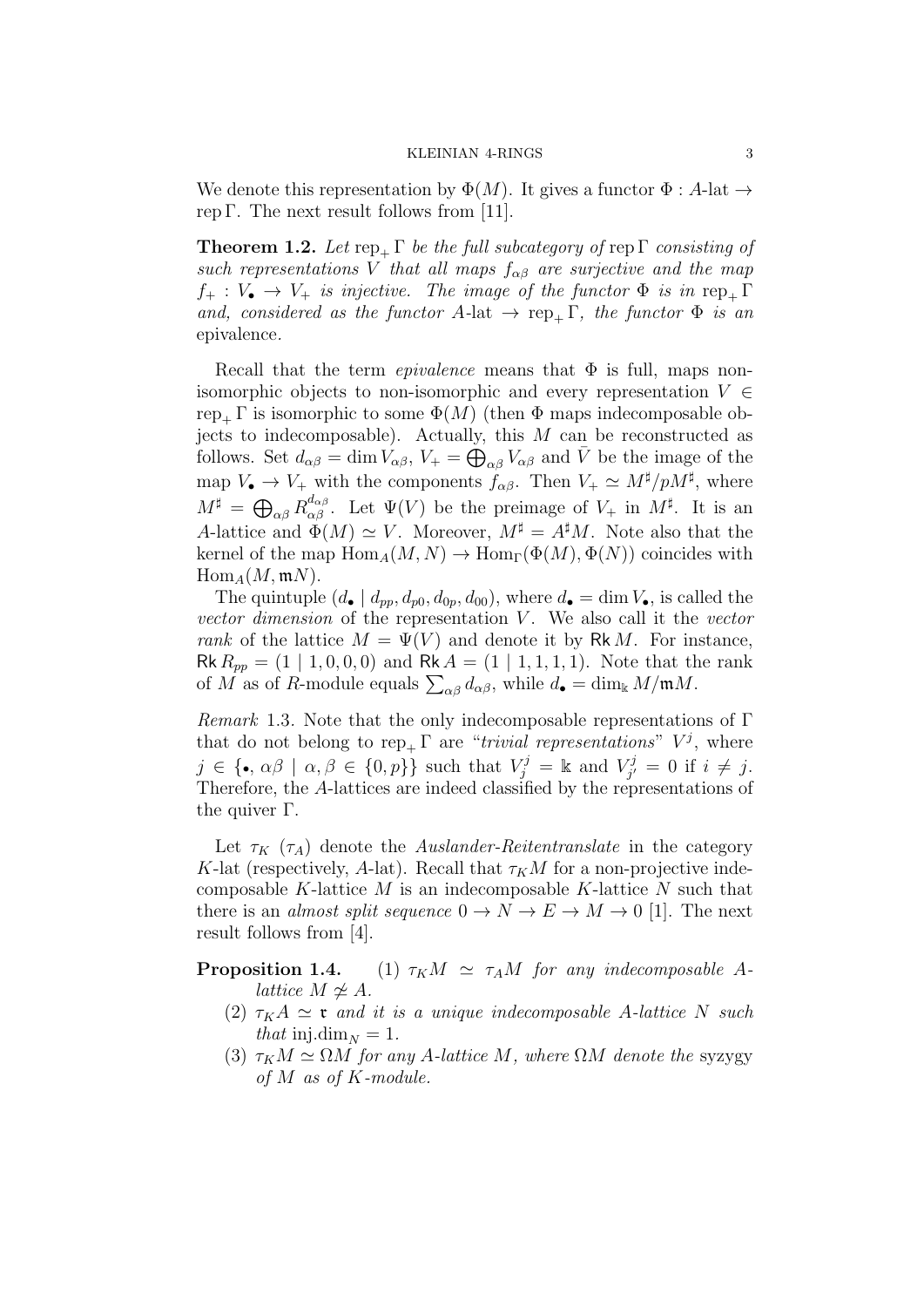We denote this representation by $\Phi(M)$. It gives a functor $\Phi : A\text{-lat} \to \operatorname{rep}\Gamma$. The next result follows from [11].

**Theorem 1.2.** *Let $\operatorname{rep}_+\Gamma$ be the full subcategory of $\operatorname{rep}\Gamma$ consisting of such representations $V$ that all maps $f_{\alpha\beta}$ are surjective and the map $f_+ : V_\bullet \to V_+$ is injective. The image of the functor $\Phi$ is in $\operatorname{rep}_+\Gamma$ and, considered as the functor $A\text{-lat} \to \operatorname{rep}_+\Gamma$, the functor $\Phi$ is an* epivalence.

Recall that the term *epivalence* means that $\Phi$ is full, maps non-isomorphic objects to non-isomorphic and every representation $V \in \operatorname{rep}_+\Gamma$ is isomorphic to some $\Phi(M)$ (then $\Phi$ maps indecomposable objects to indecomposable). Actually, this $M$ can be reconstructed as follows. Set $d_{\alpha\beta} = \dim V_{\alpha\beta}$, $V_+ = \bigoplus_{\alpha\beta} V_{\alpha\beta}$ and $\bar{V}$ be the image of the map $V_\bullet \to V_+$ with the components $f_{\alpha\beta}$. Then $V_+ \simeq M^\sharp/pM^\sharp$, where $M^\sharp = \bigoplus_{\alpha\beta} R_{\alpha\beta}^{d_{\alpha\beta}}$. Let $\Psi(V)$ be the preimage of $V_+$ in $M^\sharp$. It is an $A$-lattice and $\Phi(M) \simeq V$. Moreover, $M^\sharp = A^\sharp M$. Note also that the kernel of the map $\operatorname{Hom}_A(M,N) \to \operatorname{Hom}_\Gamma(\Phi(M),\Phi(N))$ coincides with $\operatorname{Hom}_A(M,\mathfrak{m}N)$.

The quintuple $(d_\bullet \mid d_{pp}, d_{p0}, d_{0p}, d_{00})$, where $d_\bullet = \dim V_\bullet$, is called the *vector dimension* of the representation $V$. We also call it the *vector rank* of the lattice $M = \Psi(V)$ and denote it by $\mathsf{Rk}\, M$. For instance, $\mathsf{Rk}\, R_{pp} = (1 \mid 1,0,0,0)$ and $\mathsf{Rk}\, A = (1 \mid 1,1,1,1)$. Note that the rank of $M$ as of $R$-module equals $\sum_{\alpha\beta} d_{\alpha\beta}$, while $d_\bullet = \dim_{\Bbbk} M/\mathfrak{m}M$.

*Remark* 1.3. Note that the only indecomposable representations of $\Gamma$ that do not belong to $\operatorname{rep}_+\Gamma$ are "*trivial representations*" $V^j$, where $j \in \{\bullet, \alpha\beta \mid \alpha,\beta \in \{0,p\}\}$ such that $V^j_j = \Bbbk$ and $V^j_{j'} = 0$ if $i \neq j$. Therefore, the $A$-lattices are indeed classified by the representations of the quiver $\Gamma$.

Let $\tau_K$ ($\tau_A$) denote the *Auslander-Reitentranslate* in the category $K$-lat (respectively, $A$-lat). Recall that $\tau_K M$ for a non-projective indecomposable $K$-lattice $M$ is an indecomposable $K$-lattice $N$ such that there is an *almost split sequence* $0 \to N \to E \to M \to 0$ [1]. The next result follows from [4].

**Proposition 1.4.**
1. *$\tau_K M \simeq \tau_A M$ for any indecomposable $A$-lattice $M \not\simeq A$.*
2. *$\tau_K A \simeq \mathfrak{r}$ and it is a unique indecomposable $A$-lattice $N$ such that $\operatorname{inj.dim}_N = 1$.*
3. *$\tau_K M \simeq \Omega M$ for any $A$-lattice $M$, where $\Omega M$ denote the* syzygy *of $M$ as of $K$-module.*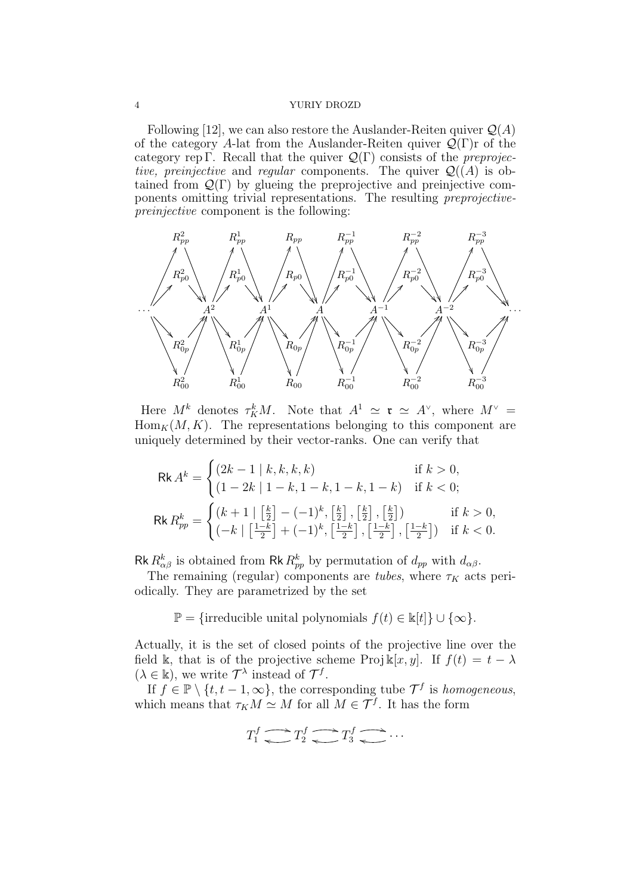Following [12], we can also restore the Auslander-Reiten quiver $\mathcal{Q}(A)$ of the category $A$-lat from the Auslander-Reiten quiver $\mathcal{Q}(\Gamma)$r of the category rep $\Gamma$. Recall that the quiver $\mathcal{Q}(\Gamma)$ consists of the *preprojective, preinjective* and *regular* components. The quiver $\mathcal{Q}((A)$ is obtained from $\mathcal{Q}(\Gamma)$ by glueing the preprojective and preinjective components omitting trivial representations. The resulting *preprojective-preinjective* component is the following:

$$
\begin{array}{ccccccccccccc}
 & R^2_{pp} & & R^1_{pp} & & R_{pp} & & R^{-1}_{pp} & & R^{-2}_{pp} & & R^{-3}_{pp} & \\
 & R^2_{p0} & & R^1_{p0} & & R_{p0} & & R^{-1}_{p0} & & R^{-2}_{p0} & & R^{-3}_{p0} & \\
\cdots & & A^2 & & A^1 & & A & & A^{-1} & & A^{-2} & & \cdots \\
 & R^2_{0p} & & R^1_{0p} & & R_{0p} & & R^{-1}_{0p} & & R^{-2}_{0p} & & R^{-3}_{0p} & \\
 & R^2_{00} & & R^1_{00} & & R_{00} & & R^{-1}_{00} & & R^{-2}_{00} & & R^{-3}_{00} &
\end{array}
$$

Here $M^k$ denotes $\tau_K^k M$. Note that $A^1 \simeq \mathfrak{r} \simeq A^\vee$, where $M^\vee = \operatorname{Hom}_K(M, K)$. The representations belonging to this component are uniquely determined by their vector-ranks. One can verify that

$$
\begin{aligned}
\operatorname{Rk} A^k &= \begin{cases} (2k-1 \mid k, k, k, k) & \text{if } k > 0, \\ (1-2k \mid 1-k, 1-k, 1-k, 1-k) & \text{if } k < 0; \end{cases} \\
\operatorname{Rk} R^k_{pp} &= \begin{cases} (k+1 \mid \left[\frac{k}{2}\right] - (-1)^k, \left[\frac{k}{2}\right], \left[\frac{k}{2}\right], \left[\frac{k}{2}\right]) & \text{if } k > 0, \\ (-k \mid \left[\frac{1-k}{2}\right] + (-1)^k, \left[\frac{1-k}{2}\right], \left[\frac{1-k}{2}\right], \left[\frac{1-k}{2}\right]) & \text{if } k < 0. \end{cases}
\end{aligned}
$$

$\operatorname{Rk} R^k_{\alpha\beta}$ is obtained from $\operatorname{Rk} R^k_{pp}$ by permutation of $d_{pp}$ with $d_{\alpha\beta}$.

The remaining (regular) components are *tubes*, where $\tau_K$ acts periodically. They are parametrized by the set

$$\mathbb{P} = \{\text{irreducible unital polynomials } f(t) \in \Bbbk[t]\} \cup \{\infty\}.$$

Actually, it is the set of closed points of the projective line over the field $\Bbbk$, that is of the projective scheme $\operatorname{Proj} \Bbbk[x, y]$. If $f(t) = t - \lambda$ ($\lambda \in \Bbbk$), we write $\mathcal{T}^\lambda$ instead of $\mathcal{T}^f$.

If $f \in \mathbb{P} \setminus \{t, t-1, \infty\}$, the corresponding tube $\mathcal{T}^f$ is *homogeneous*, which means that $\tau_K M \simeq M$ for all $M \in \mathcal{T}^f$. It has the form

$$T^f_1 \rightleftarrows T^f_2 \rightleftarrows T^f_3 \rightleftarrows \cdots$$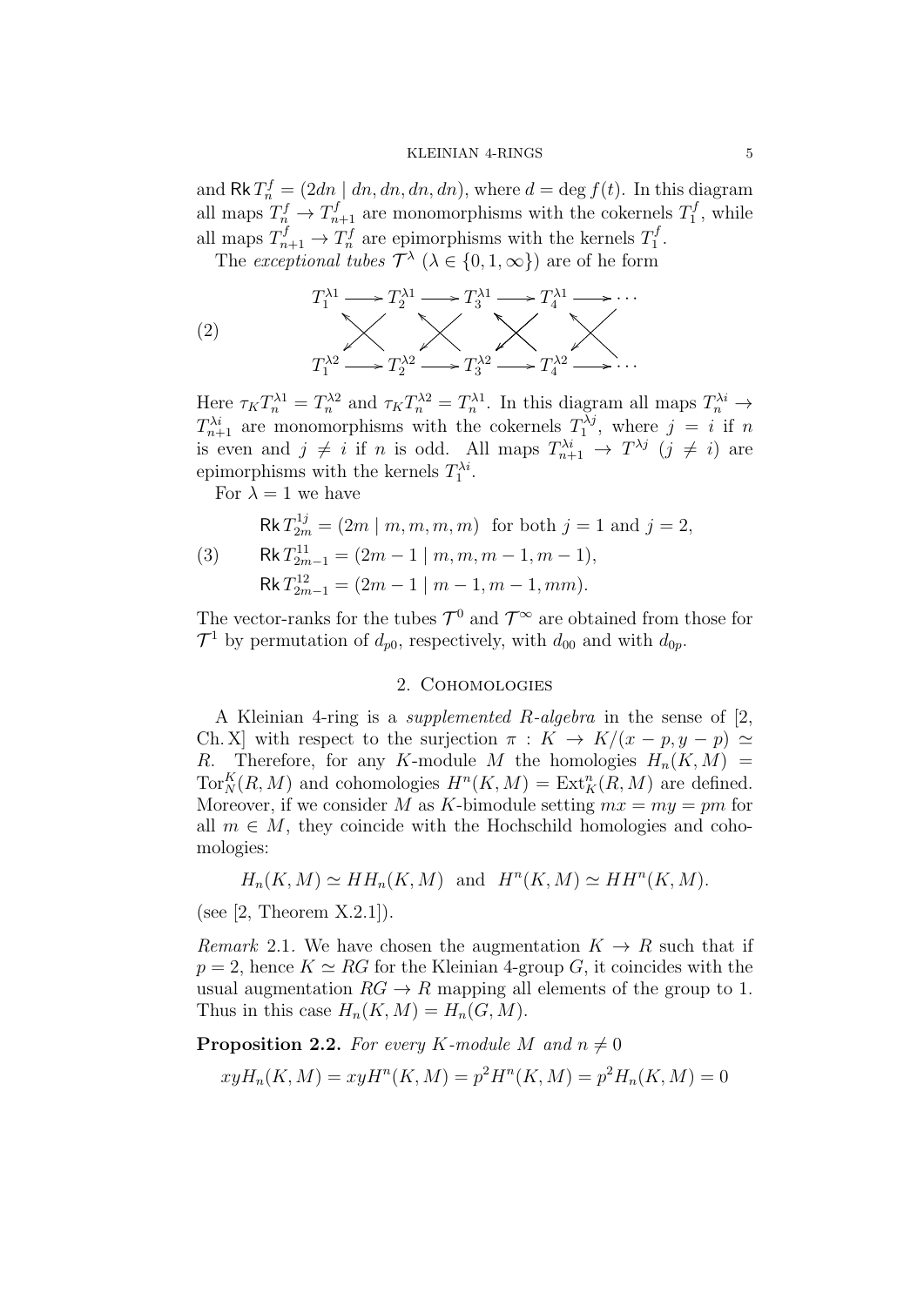and $\mathsf{Rk}\, T^f_n = (2dn \mid dn, dn, dn, dn)$, where $d = \deg f(t)$. In this diagram all maps $T^f_n \to T^f_{n+1}$ are monomorphisms with the cokernels $T^f_1$, while all maps $T^f_{n+1} \to T^f_n$ are epimorphisms with the kernels $T^f_1$.

The *exceptional tubes* $\mathcal{T}^\lambda$ ($\lambda \in \{0, 1, \infty\}$) are of he form

$$
\begin{array}{ccccccccc}
T_1^{\lambda 1} & \longrightarrow & T_2^{\lambda 1} & \longrightarrow & T_3^{\lambda 1} & \longrightarrow & T_4^{\lambda 1} & \longrightarrow & \cdots \\
& \times & & \times & & \times & & \times & \\
T_1^{\lambda 2} & \longrightarrow & T_2^{\lambda 2} & \longrightarrow & T_3^{\lambda 2} & \longrightarrow & T_4^{\lambda 2} & \longrightarrow & \cdots
\end{array} \tag{2}
$$

Here $\tau_K T^{\lambda 1}_n = T^{\lambda 2}_n$ and $\tau_K T^{\lambda 2}_n = T^{\lambda 1}_n$. In this diagram all maps $T^{\lambda i}_n \to T^{\lambda i}_{n+1}$ are monomorphisms with the cokernels $T^{\lambda j}_1$, where $j = i$ if $n$ is even and $j \neq i$ if $n$ is odd. All maps $T^{\lambda i}_{n+1} \to T^{\lambda j}$ ($j \neq i$) are epimorphisms with the kernels $T^{\lambda i}_1$.

For $\lambda = 1$ we have

$$
\begin{aligned}
&\mathsf{Rk}\, T^{1j}_{2m} = (2m \mid m, m, m, m) \ \text{ for both } j = 1 \text{ and } j = 2,\\
&\mathsf{Rk}\, T^{11}_{2m-1} = (2m-1 \mid m, m, m-1, m-1),\\
&\mathsf{Rk}\, T^{12}_{2m-1} = (2m-1 \mid m-1, m-1, m m).
\end{aligned} \tag{3}
$$

The vector-ranks for the tubes $\mathcal{T}^0$ and $\mathcal{T}^\infty$ are obtained from those for $\mathcal{T}^1$ by permutation of $d_{p0}$, respectively, with $d_{00}$ and with $d_{0p}$.

## 2. Cohomologies

A Kleinian 4-ring is a *supplemented $R$-algebra* in the sense of [2, Ch. X] with respect to the surjection $\pi : K \to K/(x-p, y-p) \simeq R$. Therefore, for any $K$-module $M$ the homologies $H_n(K, M) = \operatorname{Tor}^K_N(R, M)$ and cohomologies $H^n(K, M) = \operatorname{Ext}^n_K(R, M)$ are defined. Moreover, if we consider $M$ as $K$-bimodule setting $mx = my = pm$ for all $m \in M$, they coincide with the Hochschild homologies and cohomologies:

$$H_n(K, M) \simeq HH_n(K, M) \ \text{ and } \ H^n(K, M) \simeq HH^n(K, M).$$

(see [2, Theorem X.2.1]).

*Remark* 2.1. We have chosen the augmentation $K \to R$ such that if $p = 2$, hence $K \simeq RG$ for the Kleinian 4-group $G$, it coincides with the usual augmentation $RG \to R$ mapping all elements of the group to 1. Thus in this case $H_n(K, M) = H_n(G, M)$.

**Proposition 2.2.** *For every $K$-module $M$ and $n \neq 0$*

$$xyH_n(K, M) = xyH^n(K, M) = p^2 H^n(K, M) = p^2 H_n(K, M) = 0$$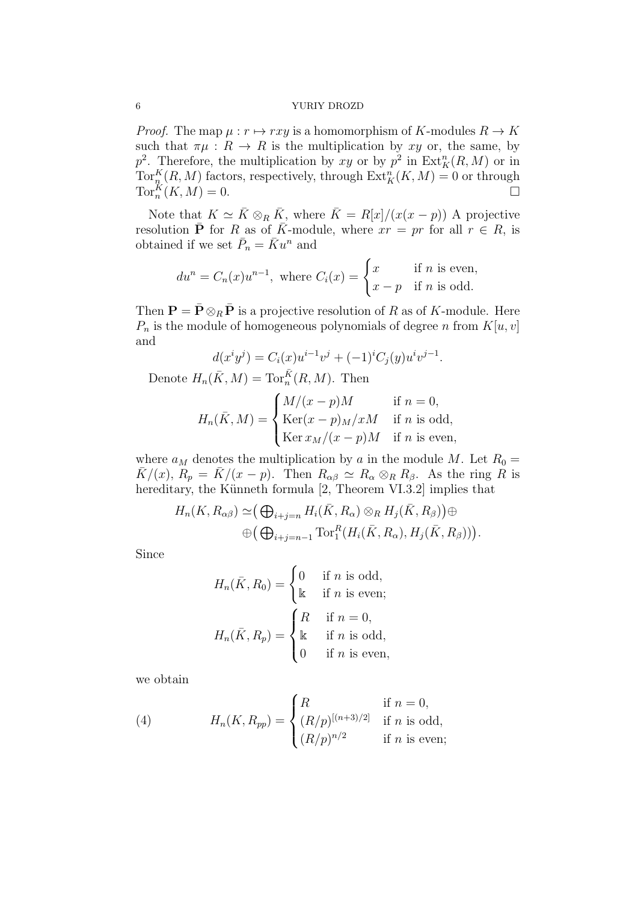*Proof.* The map $\mu : r \mapsto rxy$ is a homomorphism of $K$-modules $R \to K$ such that $\pi\mu : R \to R$ is the multiplication by $xy$ or, the same, by $p^2$. Therefore, the multiplication by $xy$ or by $p^2$ in $\operatorname{Ext}^n_K(R, M)$ or in $\operatorname{Tor}^K_n(R, M)$ factors, respectively, through $\operatorname{Ext}^n_K(K, M) = 0$ or through $\operatorname{Tor}^K_n(K, M) = 0$. □

Note that $K \simeq \bar{K} \otimes_R \bar{K}$, where $\bar{K} = R[x]/(x(x-p))$ A projective resolution $\bar{\mathbf{P}}$ for $R$ as of $\bar{K}$-module, where $xr = pr$ for all $r \in R$, is obtained if we set $\bar{P}_n = \bar{K}u^n$ and

$$du^n = C_n(x)u^{n-1}, \text{ where } C_i(x) = \begin{cases} x & \text{if } n \text{ is even,} \\ x - p & \text{if } n \text{ is odd.} \end{cases}$$

Then $\mathbf{P} = \bar{\mathbf{P}} \otimes_R \bar{\mathbf{P}}$ is a projective resolution of $R$ as of $K$-module. Here $P_n$ is the module of homogeneous polynomials of degree $n$ from $K[u, v]$ and

$$d(x^i y^j) = C_i(x)u^{i-1}v^j + (-1)^i C_j(y)u^i v^{j-1}.$$

Denote $H_n(\bar{K}, M) = \operatorname{Tor}^{\bar{K}}_n(R, M)$. Then

$$H_n(\bar{K}, M) = \begin{cases} M/(x-p)M & \text{if } n = 0, \\ \operatorname{Ker}(x-p)_M/xM & \text{if } n \text{ is odd,} \\ \operatorname{Ker} x_M/(x-p)M & \text{if } n \text{ is even,} \end{cases}$$

where $a_M$ denotes the multiplication by $a$ in the module $M$. Let $R_0 = \bar{K}/(x)$, $R_p = \bar{K}/(x-p)$. Then $R_{\alpha\beta} \simeq R_\alpha \otimes_R R_\beta$. As the ring $R$ is hereditary, the Künneth formula [2, Theorem VI.3.2] implies that

$$\begin{aligned} H_n(K, R_{\alpha\beta}) \simeq & \big( \textstyle\bigoplus_{i+j=n} H_i(\bar{K}, R_\alpha) \otimes_R H_j(\bar{K}, R_\beta) \big) \oplus \\ & \oplus \big( \textstyle\bigoplus_{i+j=n-1} \operatorname{Tor}^R_1(H_i(\bar{K}, R_\alpha), H_j(\bar{K}, R_\beta)) \big). \end{aligned}$$

Since

$$H_n(\bar{K}, R_0) = \begin{cases} 0 & \text{if } n \text{ is odd,} \\ \Bbbk & \text{if } n \text{ is even;} \end{cases}$$

$$H_n(\bar{K}, R_p) = \begin{cases} R & \text{if } n = 0, \\ \Bbbk & \text{if } n \text{ is odd,} \\ 0 & \text{if } n \text{ is even,} \end{cases}$$

we obtain

$$H_n(K, R_{pp}) = \begin{cases} R & \text{if } n = 0, \\ (R/p)^{[(n+3)/2]} & \text{if } n \text{ is odd,} \\ (R/p)^{n/2} & \text{if } n \text{ is even;} \end{cases} \tag{4}$$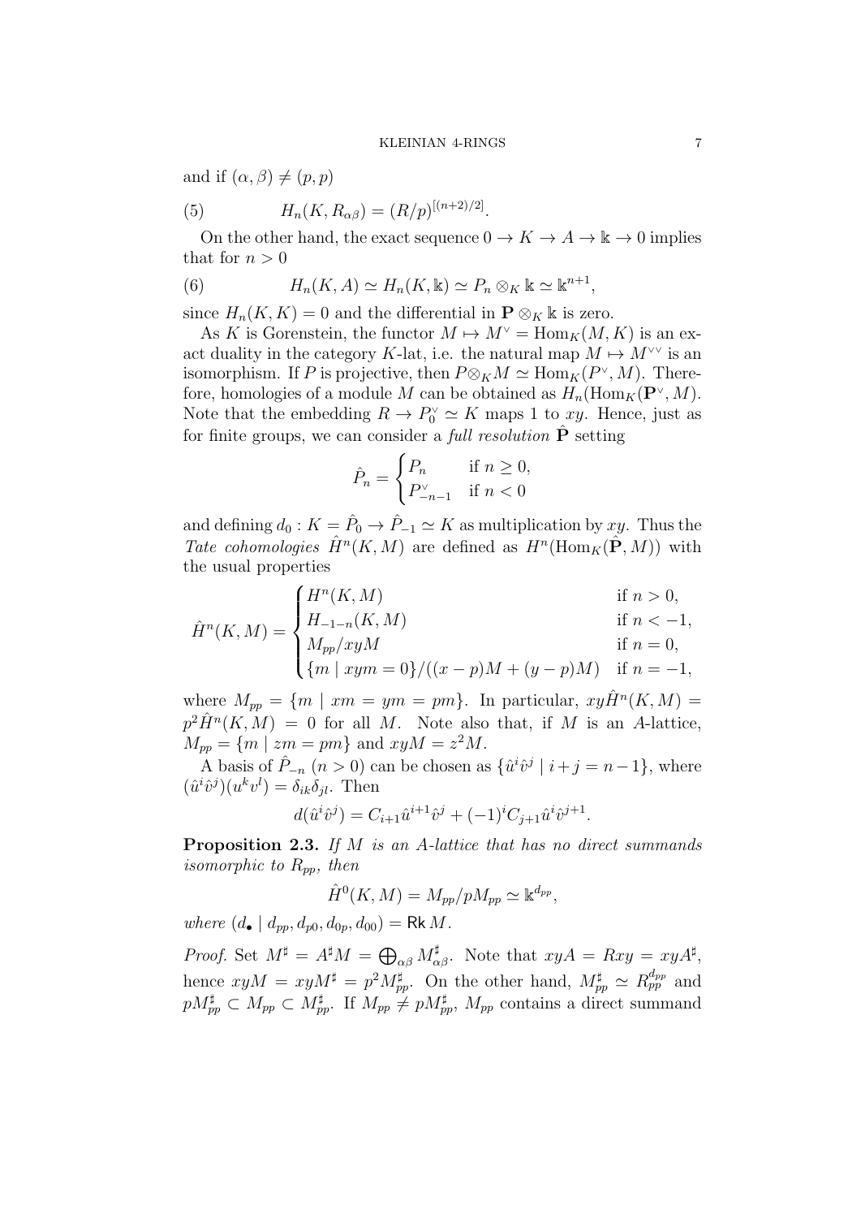and if $(\alpha,\beta)\neq(p,p)$

$$H_n(K,R_{\alpha\beta}) = (R/p)^{[(n+2)/2]}. \tag{5}$$

On the other hand, the exact sequence $0\to K\to A\to \Bbbk\to 0$ implies that for $n>0$

$$H_n(K,A)\simeq H_n(K,\Bbbk)\simeq P_n\otimes_K \Bbbk \simeq \Bbbk^{n+1}, \tag{6}$$

since $H_n(K,K)=0$ and the differential in $\mathbf{P}\otimes_K\Bbbk$ is zero.

As $K$ is Gorenstein, the functor $M\mapsto M^\vee=\operatorname{Hom}_K(M,K)$ is an exact duality in the category $K$-lat, i.e. the natural map $M\mapsto M^{\vee\vee}$ is an isomorphism. If $P$ is projective, then $P\otimes_K M\simeq \operatorname{Hom}_K(P^\vee,M)$. Therefore, homologies of a module $M$ can be obtained as $H_n(\operatorname{Hom}_K(\mathbf{P}^\vee,M)$. Note that the embedding $R\to P_0^\vee\simeq K$ maps 1 to $xy$. Hence, just as for finite groups, we can consider a *full resolution* $\hat{\mathbf{P}}$ setting

$$\hat{P}_n=\begin{cases} P_n & \text{if } n\geq 0,\\ P^\vee_{-n-1} & \text{if } n<0\end{cases}$$

and defining $d_0: K=\hat{P}_0\to\hat{P}_{-1}\simeq K$ as multiplication by $xy$. Thus the *Tate cohomologies* $\hat{H}^n(K,M)$ are defined as $H^n(\operatorname{Hom}_K(\hat{\mathbf{P}},M))$ with the usual properties

$$\hat{H}^n(K,M)=\begin{cases} H^n(K,M) & \text{if } n>0,\\ H_{-1-n}(K,M) & \text{if } n<-1,\\ M_{pp}/xyM & \text{if } n=0,\\ \{m\mid xym=0\}/((x-p)M+(y-p)M) & \text{if } n=-1,\end{cases}$$

where $M_{pp}=\{m\mid xm=ym=pm\}$. In particular, $xy\hat{H}^n(K,M)=p^2\hat{H}^n(K,M)=0$ for all $M$. Note also that, if $M$ is an $A$-lattice, $M_{pp}=\{m\mid zm=pm\}$ and $xyM=z^2M$.

A basis of $\hat{P}_{-n}$ $(n>0)$ can be chosen as $\{\hat{u}^i\hat{v}^j\mid i+j=n-1\}$, where $(\hat{u}^i\hat{v}^j)(u^kv^l)=\delta_{ik}\delta_{jl}$. Then

$$d(\hat{u}^i\hat{v}^j)=C_{i+1}\hat{u}^{i+1}\hat{v}^j+(-1)^iC_{j+1}\hat{u}^i\hat{v}^{j+1}.$$

**Proposition 2.3.** *If $M$ is an $A$-lattice that has no direct summands isomorphic to $R_{pp}$, then*

$$\hat{H}^0(K,M)=M_{pp}/pM_{pp}\simeq \Bbbk^{d_{pp}},$$

*where $(d_\bullet\mid d_{pp},d_{p0},d_{0p},d_{00})=\mathsf{Rk}\,M$.*

*Proof.* Set $M^\sharp=A^\sharp M=\bigoplus_{\alpha\beta}M^\sharp_{\alpha\beta}$. Note that $xyA=Rxy=xyA^\sharp$, hence $xyM=xyM^\sharp=p^2M^\sharp_{pp}$. On the other hand, $M^\sharp_{pp}\simeq R_{pp}^{d_{pp}}$ and $pM^\sharp_{pp}\subset M_{pp}\subset M^\sharp_{pp}$. If $M_{pp}\neq pM^\sharp_{pp}$, $M_{pp}$ contains a direct summand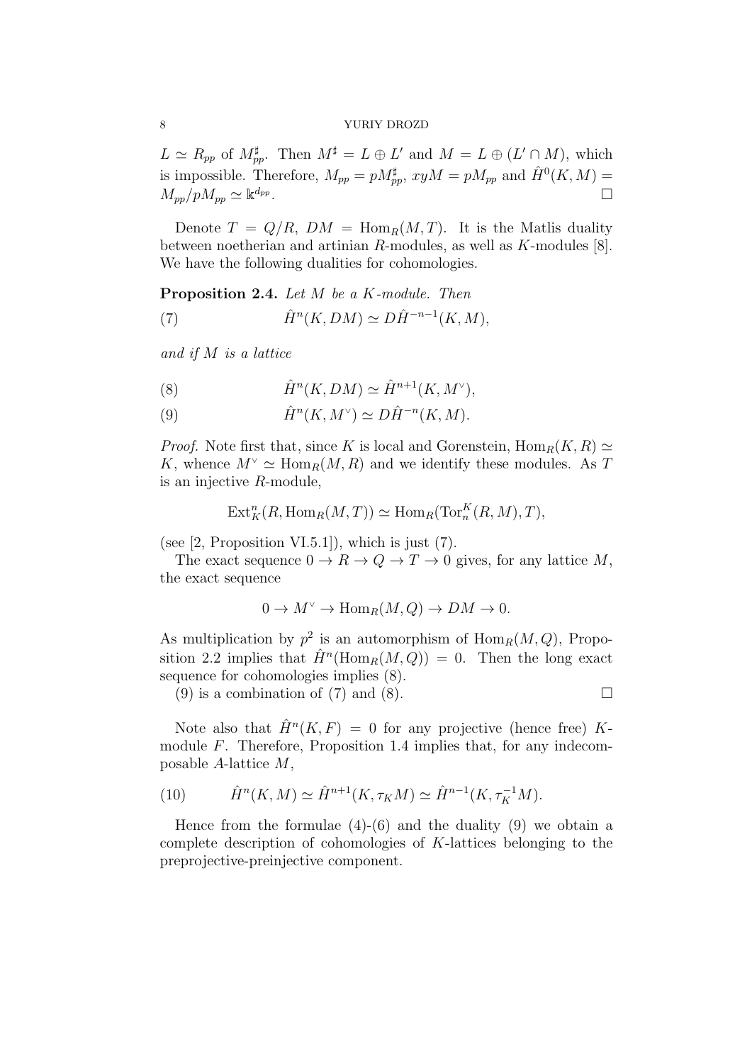$L \simeq R_{pp}$ of $M^\sharp_{pp}$. Then $M^\sharp = L \oplus L'$ and $M = L \oplus (L' \cap M)$, which is impossible. Therefore, $M_{pp} = pM^\sharp_{pp}$, $xyM = pM_{pp}$ and $\hat{H}^0(K, M) = M_{pp}/pM_{pp} \simeq \Bbbk^{d_{pp}}$. $\square$

Denote $T = Q/R$, $DM = \mathrm{Hom}_R(M, T)$. It is the Matlis duality between noetherian and artinian $R$-modules, as well as $K$-modules [8]. We have the following dualities for cohomologies.

**Proposition 2.4.** *Let $M$ be a $K$-module. Then*

$$\hat{H}^n(K, DM) \simeq D\hat{H}^{-n-1}(K, M), \tag{7}$$

*and if $M$ is a lattice*

$$\hat{H}^n(K, DM) \simeq \hat{H}^{n+1}(K, M^\vee), \tag{8}$$

$$\hat{H}^n(K, M^\vee) \simeq D\hat{H}^{-n}(K, M). \tag{9}$$

*Proof.* Note first that, since $K$ is local and Gorenstein, $\mathrm{Hom}_R(K, R) \simeq K$, whence $M^\vee \simeq \mathrm{Hom}_R(M, R)$ and we identify these modules. As $T$ is an injective $R$-module,

$$\mathrm{Ext}^n_K(R, \mathrm{Hom}_R(M, T)) \simeq \mathrm{Hom}_R(\mathrm{Tor}^K_n(R, M), T),$$

(see [2, Proposition VI.5.1]), which is just (7).

The exact sequence $0 \to R \to Q \to T \to 0$ gives, for any lattice $M$, the exact sequence

$$0 \to M^\vee \to \mathrm{Hom}_R(M, Q) \to DM \to 0.$$

As multiplication by $p^2$ is an automorphism of $\mathrm{Hom}_R(M, Q)$, Proposition 2.2 implies that $\hat{H}^n(\mathrm{Hom}_R(M, Q)) = 0$. Then the long exact sequence for cohomologies implies (8).

(9) is a combination of (7) and (8). $\square$

Note also that $\hat{H}^n(K, F) = 0$ for any projective (hence free) $K$-module $F$. Therefore, Proposition 1.4 implies that, for any indecomposable $A$-lattice $M$,

$$\hat{H}^n(K, M) \simeq \hat{H}^{n+1}(K, \tau_K M) \simeq \hat{H}^{n-1}(K, \tau_K^{-1} M). \tag{10}$$

Hence from the formulae (4)-(6) and the duality (9) we obtain a complete description of cohomologies of $K$-lattices belonging to the preprojective-preinjective component.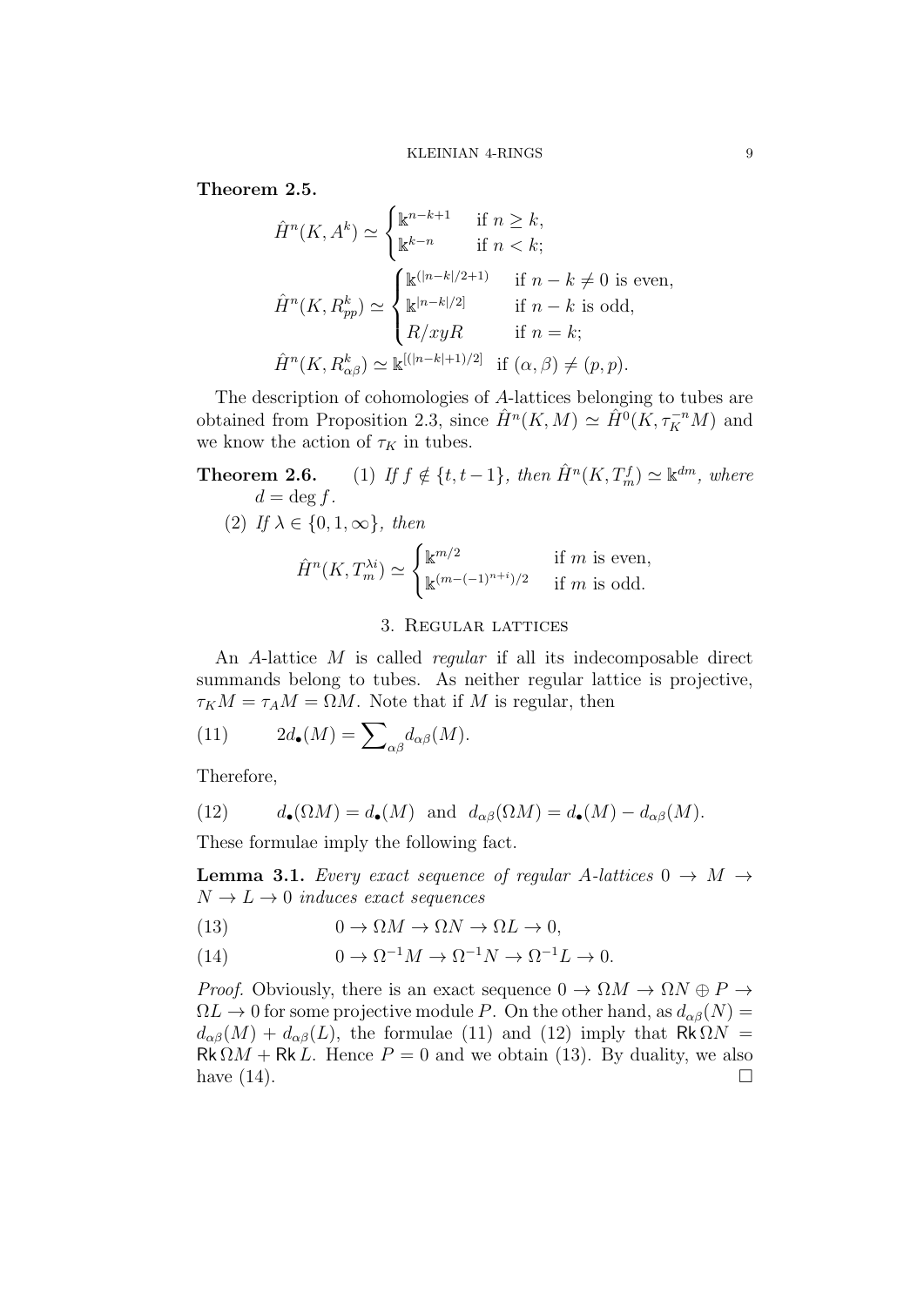**Theorem 2.5.**

$$\hat{H}^n(K, A^k) \simeq \begin{cases} \Bbbk^{n-k+1} & \text{if } n \geq k, \\ \Bbbk^{k-n} & \text{if } n < k; \end{cases}$$

$$\hat{H}^n(K, R^k_{pp}) \simeq \begin{cases} \Bbbk^{(|n-k|/2+1)} & \text{if } n-k \neq 0 \text{ is even}, \\ \Bbbk^{|n-k|/2]} & \text{if } n-k \text{ is odd}, \\ R/xyR & \text{if } n = k; \end{cases}$$

$$\hat{H}^n(K, R^k_{\alpha\beta}) \simeq \Bbbk^{[(|n-k|+1)/2]} \quad \text{if } (\alpha, \beta) \neq (p, p).$$

The description of cohomologies of $A$-lattices belonging to tubes are obtained from Proposition 2.3, since $\hat{H}^n(K, M) \simeq \hat{H}^0(K, \tau_K^{-n} M)$ and we know the action of $\tau_K$ in tubes.

**Theorem 2.6.** (1) *If $f \notin \{t, t-1\}$, then $\hat{H}^n(K, T^f_m) \simeq \Bbbk^{dm}$, where $d = \deg f$.*

(2) *If $\lambda \in \{0, 1, \infty\}$, then*

$$\hat{H}^n(K, T^{\lambda i}_m) \simeq \begin{cases} \Bbbk^{m/2} & \text{if } m \text{ is even}, \\ \Bbbk^{(m-(-1)^{n+i})/2} & \text{if } m \text{ is odd}. \end{cases}$$

## 3. Regular lattices

An $A$-lattice $M$ is called *regular* if all its indecomposable direct summands belong to tubes. As neither regular lattice is projective, $\tau_K M = \tau_A M = \Omega M$. Note that if $M$ is regular, then

$$2d_\bullet(M) = \sum\nolimits_{\alpha\beta} d_{\alpha\beta}(M). \tag{11}$$

Therefore,

$$d_\bullet(\Omega M) = d_\bullet(M) \quad \text{and} \quad d_{\alpha\beta}(\Omega M) = d_\bullet(M) - d_{\alpha\beta}(M). \tag{12}$$

These formulae imply the following fact.

**Lemma 3.1.** *Every exact sequence of regular $A$-lattices $0 \to M \to N \to L \to 0$ induces exact sequences*

$$0 \to \Omega M \to \Omega N \to \Omega L \to 0, \tag{13}$$

$$0 \to \Omega^{-1} M \to \Omega^{-1} N \to \Omega^{-1} L \to 0. \tag{14}$$

*Proof.* Obviously, there is an exact sequence $0 \to \Omega M \to \Omega N \oplus P \to \Omega L \to 0$ for some projective module $P$. On the other hand, as $d_{\alpha\beta}(N) = d_{\alpha\beta}(M) + d_{\alpha\beta}(L)$, the formulae (11) and (12) imply that $\mathsf{Rk}\, \Omega N = \mathsf{Rk}\, \Omega M + \mathsf{Rk}\, L$. Hence $P = 0$ and we obtain (13). By duality, we also have (14). □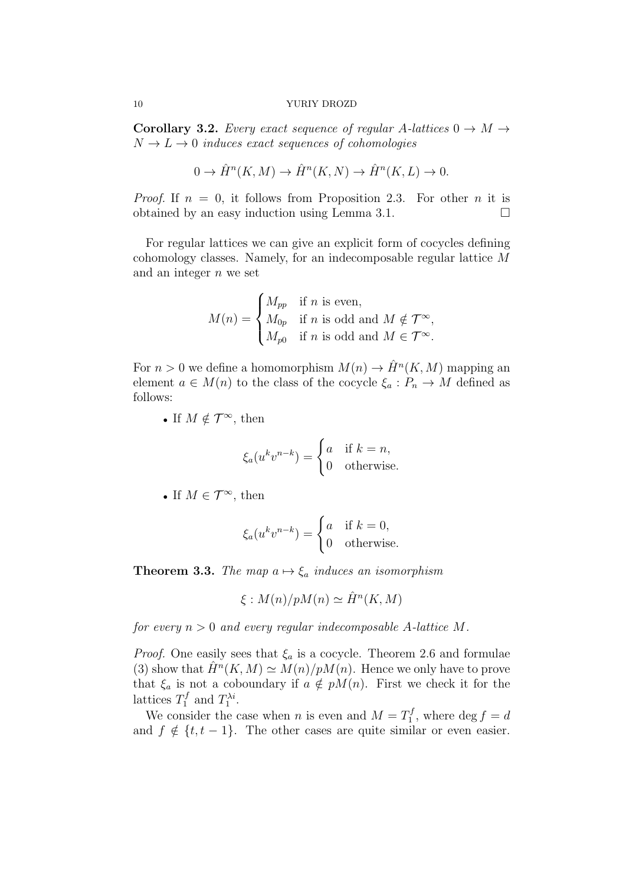**Corollary 3.2.** *Every exact sequence of regular $A$-lattices $0 \to M \to N \to L \to 0$ induces exact sequences of cohomologies*

$$0 \to \hat{H}^n(K, M) \to \hat{H}^n(K, N) \to \hat{H}^n(K, L) \to 0.$$

*Proof.* If $n = 0$, it follows from Proposition 2.3. For other $n$ it is obtained by an easy induction using Lemma 3.1. □

For regular lattices we can give an explicit form of cocycles defining cohomology classes. Namely, for an indecomposable regular lattice $M$ and an integer $n$ we set

$$M(n) = \begin{cases} M_{pp} & \text{if } n \text{ is even,} \\ M_{0p} & \text{if } n \text{ is odd and } M \notin \mathcal{T}^\infty, \\ M_{p0} & \text{if } n \text{ is odd and } M \in \mathcal{T}^\infty. \end{cases}$$

For $n > 0$ we define a homomorphism $M(n) \to \hat{H}^n(K, M)$ mapping an element $a \in M(n)$ to the class of the cocycle $\xi_a : P_n \to M$ defined as follows:

- If $M \notin \mathcal{T}^\infty$, then

$$\xi_a(u^k v^{n-k}) = \begin{cases} a & \text{if } k = n, \\ 0 & \text{otherwise.} \end{cases}$$

- If $M \in \mathcal{T}^\infty$, then

$$\xi_a(u^k v^{n-k}) = \begin{cases} a & \text{if } k = 0, \\ 0 & \text{otherwise.} \end{cases}$$

**Theorem 3.3.** *The map $a \mapsto \xi_a$ induces an isomorphism*

$$\xi : M(n)/pM(n) \simeq \hat{H}^n(K, M)$$

*for every $n > 0$ and every regular indecomposable $A$-lattice $M$.*

*Proof.* One easily sees that $\xi_a$ is a cocycle. Theorem 2.6 and formulae (3) show that $\hat{H}^n(K, M) \simeq M(n)/pM(n)$. Hence we only have to prove that $\xi_a$ is not a coboundary if $a \notin pM(n)$. First we check it for the lattices $T_1^f$ and $T_1^{\lambda i}$.

We consider the case when $n$ is even and $M = T_1^f$, where $\deg f = d$ and $f \notin \{t, t-1\}$. The other cases are quite similar or even easier.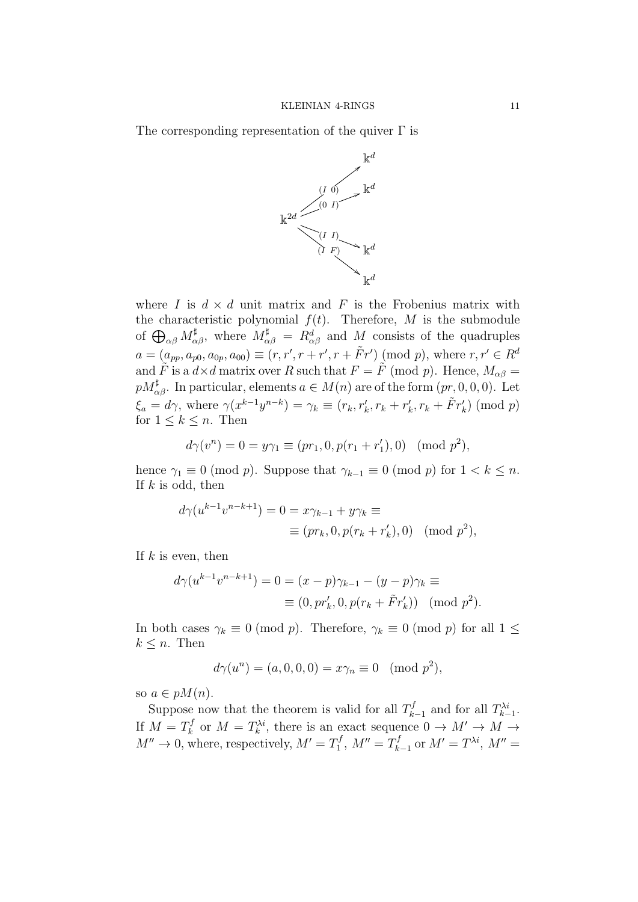The corresponding representation of the quiver $\Gamma$ is

$$\begin{array}{ccc} & & \Bbbk^d \\ & \nearrow & \\ & (I\ 0) & \Bbbk^d \\ \Bbbk^{2d} & \xrightarrow{(0\ I)} & \\ & \xrightarrow{(I\ I)} & \Bbbk^d \\ & (I\ F) & \\ & \searrow & \Bbbk^d \end{array}$$

where $I$ is $d \times d$ unit matrix and $F$ is the Frobenius matrix with the characteristic polynomial $f(t)$. Therefore, $M$ is the submodule of $\bigoplus_{\alpha\beta} M^\sharp_{\alpha\beta}$, where $M^\sharp_{\alpha\beta} = R^d_{\alpha\beta}$ and $M$ consists of the quadruples $a = (a_{pp}, a_{p0}, a_{0p}, a_{00}) \equiv (r, r', r + r', r + \tilde{F}r') \pmod p$, where $r, r' \in R^d$ and $\tilde{F}$ is a $d \times d$ matrix over $R$ such that $F = \tilde{F} \pmod p$. Hence, $M_{\alpha\beta} = pM^\sharp_{\alpha\beta}$. In particular, elements $a \in M(n)$ are of the form $(pr, 0, 0, 0)$. Let $\xi_a = d\gamma$, where $\gamma(x^{k-1}y^{n-k}) = \gamma_k \equiv (r_k, r'_k, r_k + r'_k, r_k + \tilde{F}r'_k) \pmod p$ for $1 \le k \le n$. Then

$$d\gamma(v^n) = 0 = y\gamma_1 \equiv (pr_1, 0, p(r_1 + r'_1), 0) \pmod{p^2},$$

hence $\gamma_1 \equiv 0 \pmod p$. Suppose that $\gamma_{k-1} \equiv 0 \pmod p$ for $1 < k \le n$. If $k$ is odd, then

$$\begin{aligned} d\gamma(u^{k-1}v^{n-k+1}) = 0 = x\gamma_{k-1} + y\gamma_k \equiv \\ \equiv (pr_k, 0, p(r_k + r'_k), 0) \pmod{p^2}, \end{aligned}$$

If $k$ is even, then

$$\begin{aligned} d\gamma(u^{k-1}v^{n-k+1}) = 0 = (x - p)\gamma_{k-1} - (y - p)\gamma_k \equiv \\ \equiv (0, pr'_k, 0, p(r_k + \tilde{F}r'_k)) \pmod{p^2}. \end{aligned}$$

In both cases $\gamma_k \equiv 0 \pmod p$. Therefore, $\gamma_k \equiv 0 \pmod p$ for all $1 \le k \le n$. Then

$$d\gamma(u^n) = (a, 0, 0, 0) = x\gamma_n \equiv 0 \pmod{p^2},$$

so $a \in pM(n)$.

Suppose now that the theorem is valid for all $T^f_{k-1}$ and for all $T^{\lambda i}_{k-1}$. If $M = T^f_k$ or $M = T^{\lambda i}_k$, there is an exact sequence $0 \to M' \to M \to M'' \to 0$, where, respectively, $M' = T^f_1$, $M'' = T^f_{k-1}$ or $M' = T^{\lambda i}$, $M'' =$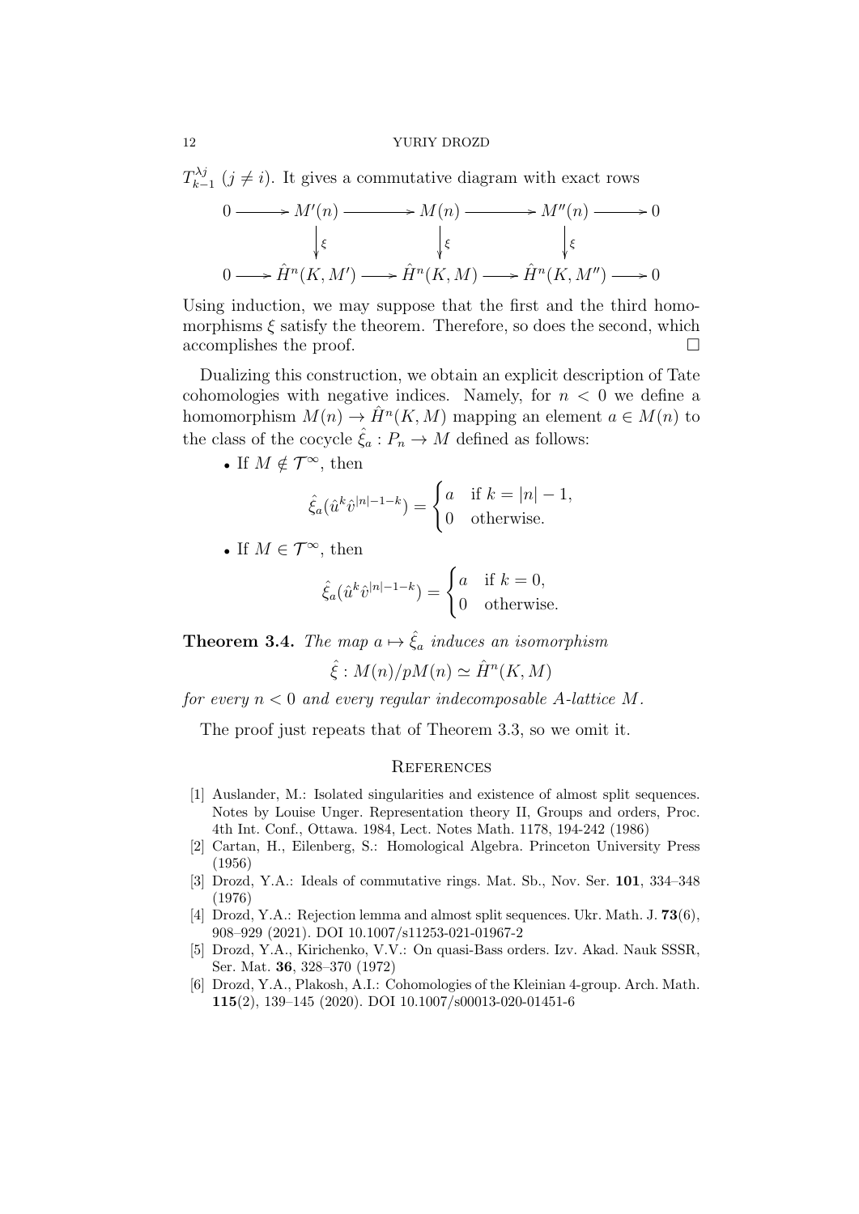$T_{k-1}^{\lambda j}$ $(j \neq i)$. It gives a commutative diagram with exact rows

$$\begin{array}{ccccccccc}
0 & \longrightarrow & M'(n) & \longrightarrow & M(n) & \longrightarrow & M''(n) & \longrightarrow & 0 \\
 & & \downarrow{\scriptstyle \xi} & & \downarrow{\scriptstyle \xi} & & \downarrow{\scriptstyle \xi} & & \\
0 & \longrightarrow & \hat{H}^n(K, M') & \longrightarrow & \hat{H}^n(K, M) & \longrightarrow & \hat{H}^n(K, M'') & \longrightarrow & 0
\end{array}$$

Using induction, we may suppose that the first and the third homomorphisms $\xi$ satisfy the theorem. Therefore, so does the second, which accomplishes the proof. □

Dualizing this construction, we obtain an explicit description of Tate cohomologies with negative indices. Namely, for $n < 0$ we define a homomorphism $M(n) \to \hat{H}^n(K, M)$ mapping an element $a \in M(n)$ to the class of the cocycle $\hat{\xi}_a : P_n \to M$ defined as follows:

- If $M \notin \mathcal{T}^\infty$, then

$$\hat{\xi}_a(\hat{u}^k \hat{v}^{|n|-1-k}) = \begin{cases} a & \text{if } k = |n| - 1, \\ 0 & \text{otherwise.} \end{cases}$$

- If $M \in \mathcal{T}^\infty$, then

$$\hat{\xi}_a(\hat{u}^k \hat{v}^{|n|-1-k}) = \begin{cases} a & \text{if } k = 0, \\ 0 & \text{otherwise.} \end{cases}$$

**Theorem 3.4.** *The map $a \mapsto \hat{\xi}_a$ induces an isomorphism*

$$\hat{\xi} : M(n)/pM(n) \simeq \hat{H}^n(K, M)$$

*for every $n < 0$ and every regular indecomposable $A$-lattice $M$.*

The proof just repeats that of Theorem 3.3, so we omit it.

## References

[1] Auslander, M.: Isolated singularities and existence of almost split sequences. Notes by Louise Unger. Representation theory II, Groups and orders, Proc. 4th Int. Conf., Ottawa. 1984, Lect. Notes Math. 1178, 194-242 (1986)

[2] Cartan, H., Eilenberg, S.: Homological Algebra. Princeton University Press (1956)

[3] Drozd, Y.A.: Ideals of commutative rings. Mat. Sb., Nov. Ser. **101**, 334–348 (1976)

[4] Drozd, Y.A.: Rejection lemma and almost split sequences. Ukr. Math. J. **73**(6), 908–929 (2021). DOI 10.1007/s11253-021-01967-2

[5] Drozd, Y.A., Kirichenko, V.V.: On quasi-Bass orders. Izv. Akad. Nauk SSSR, Ser. Mat. **36**, 328–370 (1972)

[6] Drozd, Y.A., Plakosh, A.I.: Cohomologies of the Kleinian 4-group. Arch. Math. **115**(2), 139–145 (2020). DOI 10.1007/s00013-020-01451-6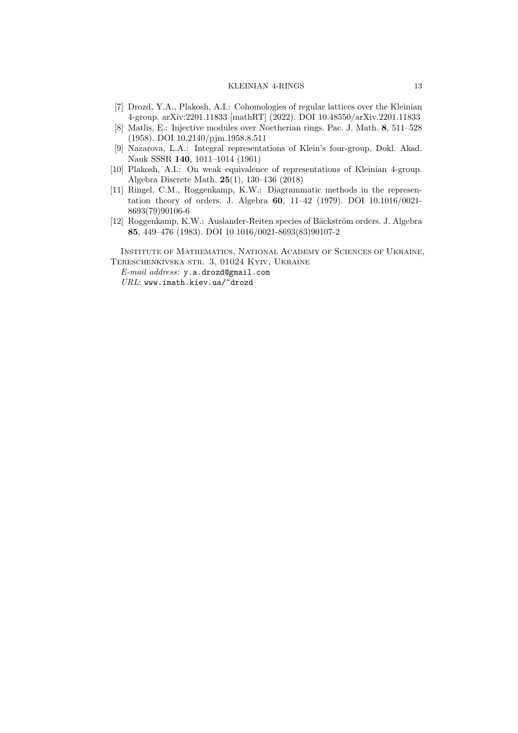[7] Drozd, Y.A., Plakosh, A.I.: Cohomologies of regular lattices over the Kleinian 4-group. arXiv:2201.11833 [mathRT] (2022). DOI 10.48550/arXiv.2201.11833

[8] Matlis, E.: Injective modules over Noetherian rings. Pac. J. Math. **8**, 511–528 (1958). DOI 10.2140/pjm.1958.8.511

[9] Nazarova, L.A.: Integral representations of Klein's four-group. Dokl. Akad. Nauk SSSR **140**, 1011–1014 (1961)

[10] Plakosh, A.I.: On weak equivalence of representations of Kleinian 4-group. Algebra Discrete Math. **25**(1), 130–136 (2018)

[11] Ringel, C.M., Roggenkamp, K.W.: Diagrammatic methods in the representation theory of orders. J. Algebra **60**, 11–42 (1979). DOI 10.1016/0021-8693(79)90106-6

[12] Roggenkamp, K.W.: Auslander-Reiten species of Bäckström orders. J. Algebra **85**, 449–476 (1983). DOI 10.1016/0021-8693(83)90107-2

Institute of Mathematics, National Academy of Sciences of Ukraine, Tereschenkivska str. 3, 01024 Kyiv, Ukraine

*E-mail address*: `y.a.drozd@gmail.com`

*URL*: `www.imath.kiev.ua/~drozd`